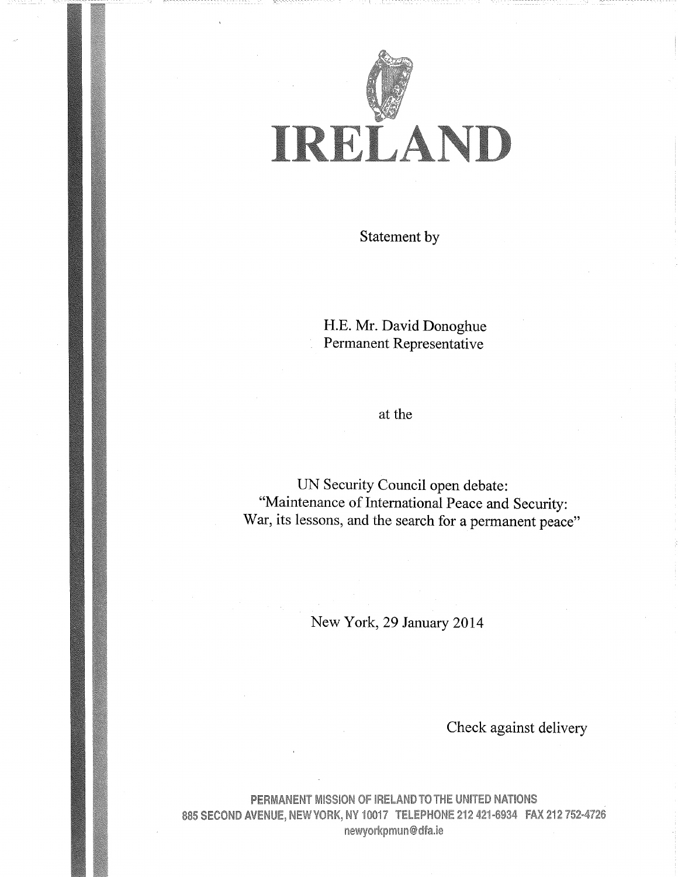# IRELAND

Statement by

H.E. Mr. David Donoghue
Permanent Representative

at the

UN Security Council open debate:
"Maintenance of International Peace and Security:
War, its lessons, and the search for a permanent peace"

New York, 29 January 2014

Check against delivery

PERMANENT MISSION OF IRELAND TO THE UNITED NATIONS
885 SECOND AVENUE, NEW YORK, NY 10017 TELEPHONE 212 421-6934 FAX 212 752-4726
newyorkpmun@dfa.ie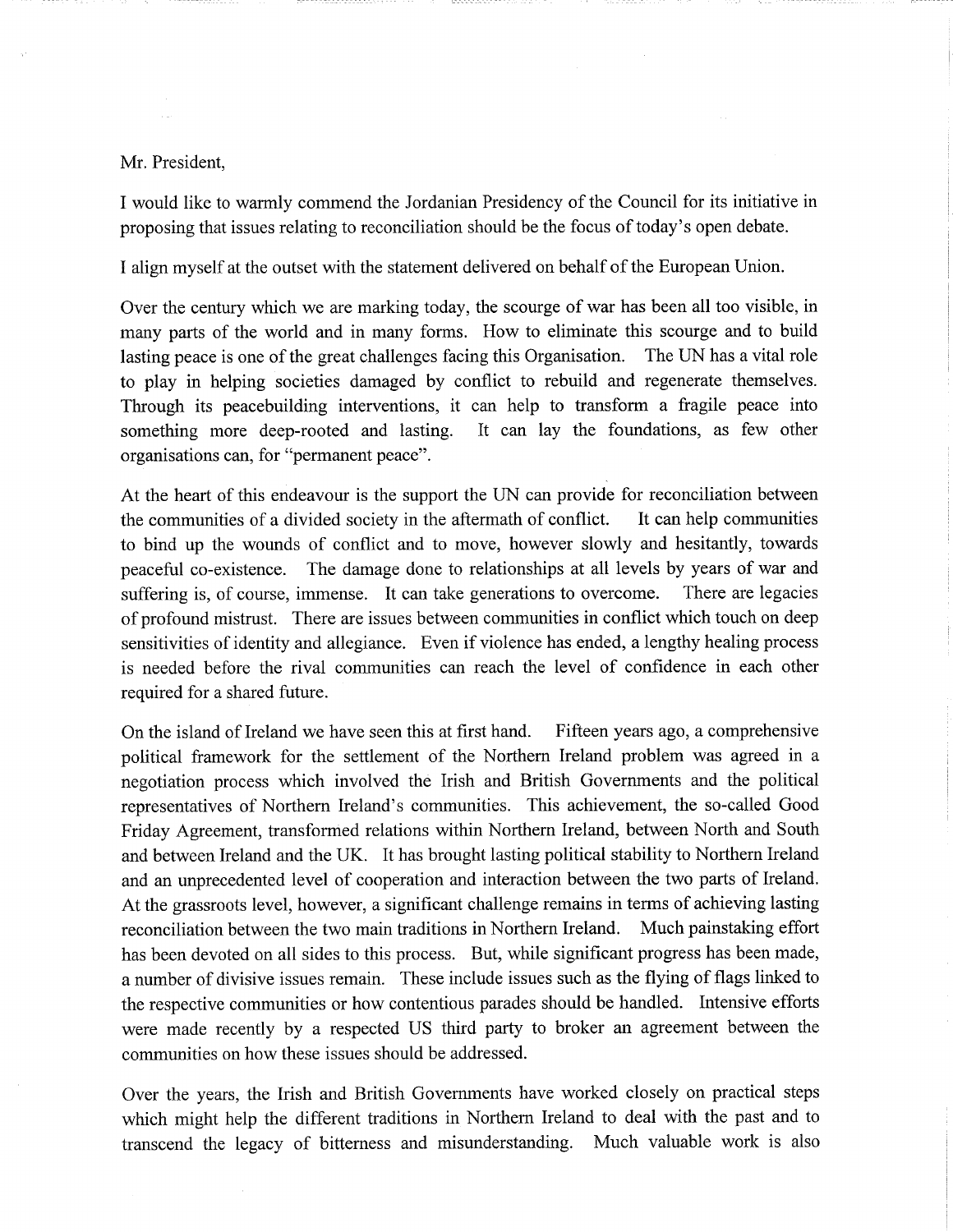Mr. President,

I would like to warmly commend the Jordanian Presidency of the Council for its initiative in proposing that issues relating to reconciliation should be the focus of today's open debate.

I align myself at the outset with the statement delivered on behalf of the European Union.

Over the century which we are marking today, the scourge of war has been all too visible, in many parts of the world and in many forms. How to eliminate this scourge and to build lasting peace is one of the great challenges facing this Organisation. The UN has a vital role to play in helping societies damaged by conflict to rebuild and regenerate themselves. Through its peacebuilding interventions, it can help to transform a fragile peace into something more deep-rooted and lasting. It can lay the foundations, as few other organisations can, for "permanent peace".

At the heart of this endeavour is the support the UN can provide for reconciliation between the communities of a divided society in the aftermath of conflict. It can help communities to bind up the wounds of conflict and to move, however slowly and hesitantly, towards peaceful co-existence. The damage done to relationships at all levels by years of war and suffering is, of course, immense. It can take generations to overcome. There are legacies of profound mistrust. There are issues between communities in conflict which touch on deep sensitivities of identity and allegiance. Even if violence has ended, a lengthy healing process is needed before the rival communities can reach the level of confidence in each other required for a shared future.

On the island of Ireland we have seen this at first hand. Fifteen years ago, a comprehensive political framework for the settlement of the Northern Ireland problem was agreed in a negotiation process which involved the Irish and British Governments and the political representatives of Northern Ireland's communities. This achievement, the so-called Good Friday Agreement, transformed relations within Northern Ireland, between North and South and between Ireland and the UK. It has brought lasting political stability to Northern Ireland and an unprecedented level of cooperation and interaction between the two parts of Ireland. At the grassroots level, however, a significant challenge remains in terms of achieving lasting reconciliation between the two main traditions in Northern Ireland. Much painstaking effort has been devoted on all sides to this process. But, while significant progress has been made, a number of divisive issues remain. These include issues such as the flying of flags linked to the respective communities or how contentious parades should be handled. Intensive efforts were made recently by a respected US third party to broker an agreement between the communities on how these issues should be addressed.

Over the years, the Irish and British Governments have worked closely on practical steps which might help the different traditions in Northern Ireland to deal with the past and to transcend the legacy of bitterness and misunderstanding. Much valuable work is also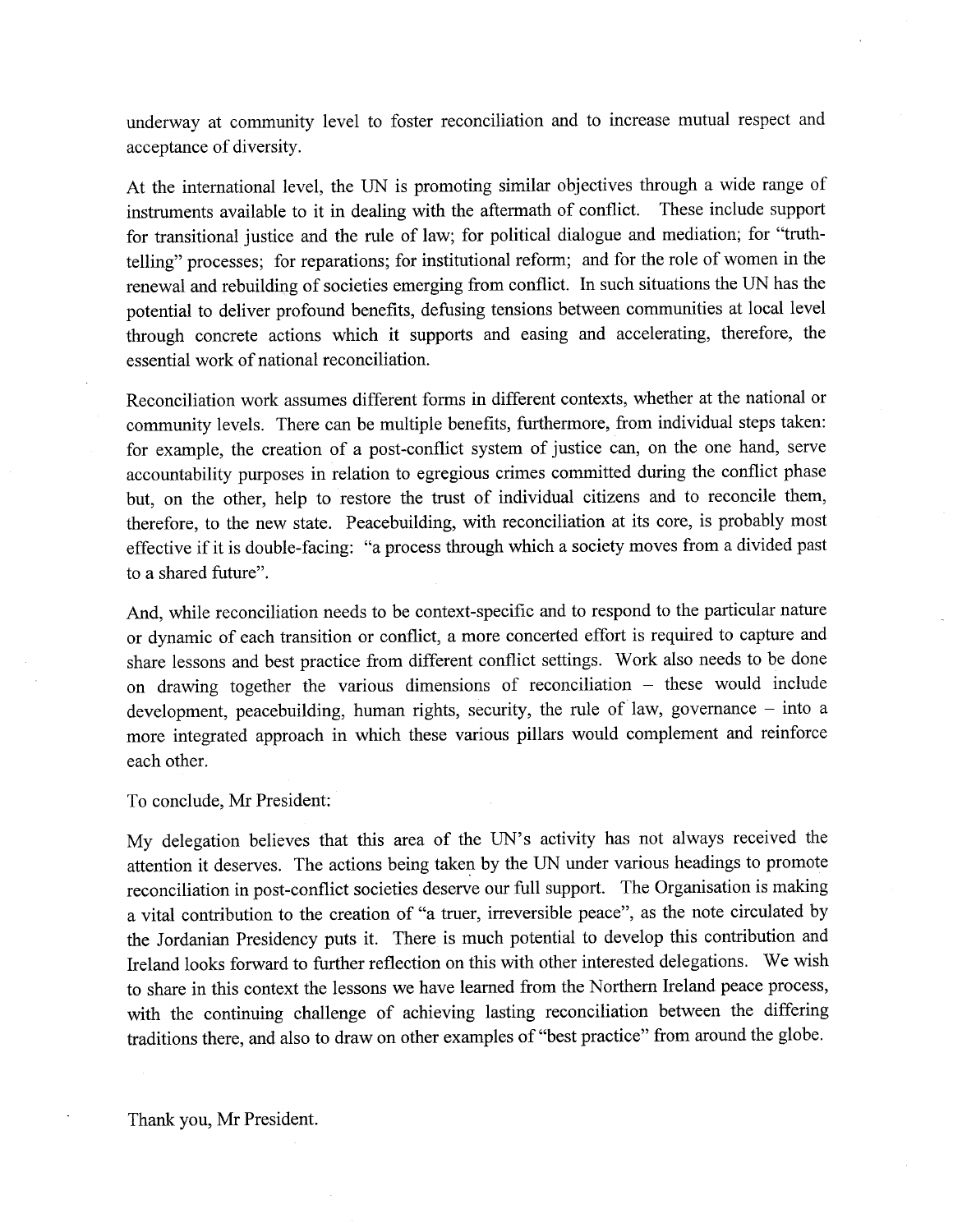underway at community level to foster reconciliation and to increase mutual respect and acceptance of diversity.

At the international level, the UN is promoting similar objectives through a wide range of instruments available to it in dealing with the aftermath of conflict. These include support for transitional justice and the rule of law; for political dialogue and mediation; for "truth-telling" processes; for reparations; for institutional reform; and for the role of women in the renewal and rebuilding of societies emerging from conflict. In such situations the UN has the potential to deliver profound benefits, defusing tensions between communities at local level through concrete actions which it supports and easing and accelerating, therefore, the essential work of national reconciliation.

Reconciliation work assumes different forms in different contexts, whether at the national or community levels. There can be multiple benefits, furthermore, from individual steps taken: for example, the creation of a post-conflict system of justice can, on the one hand, serve accountability purposes in relation to egregious crimes committed during the conflict phase but, on the other, help to restore the trust of individual citizens and to reconcile them, therefore, to the new state. Peacebuilding, with reconciliation at its core, is probably most effective if it is double-facing: "a process through which a society moves from a divided past to a shared future".

And, while reconciliation needs to be context-specific and to respond to the particular nature or dynamic of each transition or conflict, a more concerted effort is required to capture and share lessons and best practice from different conflict settings. Work also needs to be done on drawing together the various dimensions of reconciliation – these would include development, peacebuilding, human rights, security, the rule of law, governance – into a more integrated approach in which these various pillars would complement and reinforce each other.

To conclude, Mr President:

My delegation believes that this area of the UN's activity has not always received the attention it deserves. The actions being taken by the UN under various headings to promote reconciliation in post-conflict societies deserve our full support. The Organisation is making a vital contribution to the creation of "a truer, irreversible peace", as the note circulated by the Jordanian Presidency puts it. There is much potential to develop this contribution and Ireland looks forward to further reflection on this with other interested delegations. We wish to share in this context the lessons we have learned from the Northern Ireland peace process, with the continuing challenge of achieving lasting reconciliation between the differing traditions there, and also to draw on other examples of "best practice" from around the globe.

Thank you, Mr President.